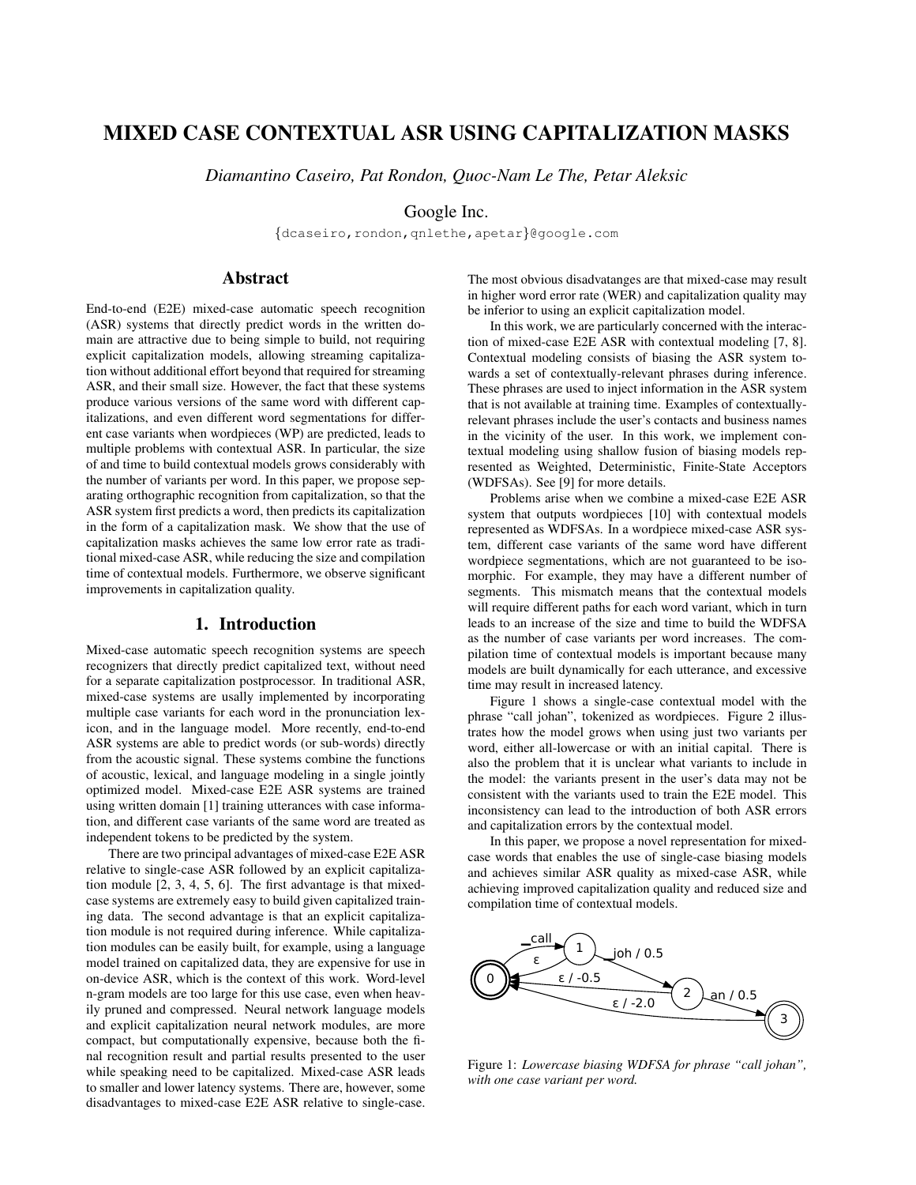# MIXED CASE CONTEXTUAL ASR USING CAPITALIZATION MASKS

*Diamantino Caseiro, Pat Rondon, Quoc-Nam Le The, Petar Aleksic*

Google Inc.

{dcaseiro,rondon,qnlethe,apetar}@google.com

## Abstract

End-to-end (E2E) mixed-case automatic speech recognition (ASR) systems that directly predict words in the written domain are attractive due to being simple to build, not requiring explicit capitalization models, allowing streaming capitalization without additional effort beyond that required for streaming ASR, and their small size. However, the fact that these systems produce various versions of the same word with different capitalizations, and even different word segmentations for different case variants when wordpieces (WP) are predicted, leads to multiple problems with contextual ASR. In particular, the size of and time to build contextual models grows considerably with the number of variants per word. In this paper, we propose separating orthographic recognition from capitalization, so that the ASR system first predicts a word, then predicts its capitalization in the form of a capitalization mask. We show that the use of capitalization masks achieves the same low error rate as traditional mixed-case ASR, while reducing the size and compilation time of contextual models. Furthermore, we observe significant improvements in capitalization quality.

## 1. Introduction

Mixed-case automatic speech recognition systems are speech recognizers that directly predict capitalized text, without need for a separate capitalization postprocessor. In traditional ASR, mixed-case systems are usally implemented by incorporating multiple case variants for each word in the pronunciation lexicon, and in the language model. More recently, end-to-end ASR systems are able to predict words (or sub-words) directly from the acoustic signal. These systems combine the functions of acoustic, lexical, and language modeling in a single jointly optimized model. Mixed-case E2E ASR systems are trained using written domain [1] training utterances with case information, and different case variants of the same word are treated as independent tokens to be predicted by the system.

There are two principal advantages of mixed-case E2E ASR relative to single-case ASR followed by an explicit capitalization module [2, 3, 4, 5, 6]. The first advantage is that mixed-case systems are extremely easy to build given capitalized training data. The second advantage is that an explicit capitalization module is not required during inference. While capitalization modules can be easily built, for example, using a language model trained on capitalized data, they are expensive for use in on-device ASR, which is the context of this work. Word-level n-gram models are too large for this use case, even when heavily pruned and compressed. Neural network language models and explicit capitalization neural network modules, are more compact, but computationally expensive, because both the final recognition result and partial results presented to the user while speaking need to be capitalized. Mixed-case ASR leads to smaller and lower latency systems. There are, however, some disadvantages to mixed-case E2E ASR relative to single-case. The most obvious disadvatanges are that mixed-case may result in higher word error rate (WER) and capitalization quality may be inferior to using an explicit capitalization model.

In this work, we are particularly concerned with the interaction of mixed-case E2E ASR with contextual modeling [7, 8]. Contextual modeling consists of biasing the ASR system towards a set of contextually-relevant phrases during inference. These phrases are used to inject information in the ASR system that is not available at training time. Examples of contextually-relevant phrases include the user's contacts and business names in the vicinity of the user. In this work, we implement contextual modeling using shallow fusion of biasing models represented as Weighted, Deterministic, Finite-State Acceptors (WDFSAs). See [9] for more details.

Problems arise when we combine a mixed-case E2E ASR system that outputs wordpieces [10] with contextual models represented as WDFSAs. In a wordpiece mixed-case ASR system, different case variants of the same word have different wordpiece segmentations, which are not guaranteed to be isomorphic. For example, they may have a different number of segments. This mismatch means that the contextual models will require different paths for each word variant, which in turn leads to an increase of the size and time to build the WDFSA as the number of case variants per word increases. The compilation time of contextual models is important because many models are built dynamically for each utterance, and excessive time may result in increased latency.

Figure 1 shows a single-case contextual model with the phrase "call johan", tokenized as wordpieces. Figure 2 illustrates how the model grows when using just two variants per word, either all-lowercase or with an initial capital. There is also the problem that it is unclear what variants to include in the model: the variants present in the user's data may not be consistent with the variants used to train the E2E model. This inconsistency can lead to the introduction of both ASR errors and capitalization errors by the contextual model.

In this paper, we propose a novel representation for mixed-case words that enables the use of single-case biasing models and achieves similar ASR quality as mixed-case ASR, while achieving improved capitalization quality and reduced size and compilation time of contextual models.

Figure 1: *Lowercase biasing WDFSA for phrase "call johan", with one case variant per word.*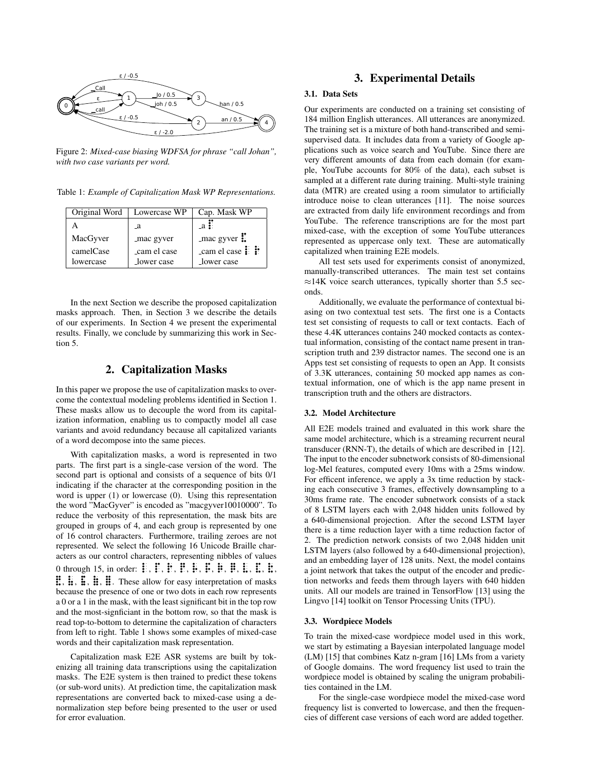Figure 2: *Mixed-case biasing WDFSA for phrase "call Johan", with two case variants per word.*

Table 1: *Example of Capitalization Mask WP Representations.*

| Original Word | Lowercase WP | Cap. Mask WP |
|---|---|---|
| A | _a | _a ⡏ |
| MacGyver | _mac gyver | _mac gyver ⣏ |
| camelCase | _cam el case | _cam el case ⡇ ⡗ |
| lowercase | _lower case | _lower case |

In the next Section we describe the proposed capitalization masks approach. Then, in Section 3 we describe the details of our experiments. In Section 4 we present the experimental results. Finally, we conclude by summarizing this work in Section 5.

## 2. Capitalization Masks

In this paper we propose the use of capitalization masks to overcome the contextual modeling problems identified in Section 1. These masks allow us to decouple the word from its capitalization information, enabling us to compactly model all case variants and avoid redundancy because all capitalized variants of a word decompose into the same pieces.

With capitalization masks, a word is represented in two parts. The first part is a single-case version of the word. The second part is optional and consists of a sequence of bits 0/1 indicating if the character at the corresponding position in the word is upper (1) or lowercase (0). Using this representation the word "MacGyver" is encoded as "macgyver10010000". To reduce the verbosity of this representation, the mask bits are grouped in groups of 4, and each group is represented by one of 16 control characters. Furthermore, trailing zeroes are not represented. We select the following 16 Unicode Braille characters as our control characters, representing nibbles of values 0 through 15, in order: ⡇, ⡏, ⡗, ⡟, ⡧, ⡯, ⡷, ⡿, ⣇, ⣏, ⣗, ⣟, ⣧, ⣯, ⣷, ⣿. These allow for easy interpretation of masks because the presence of one or two dots in each row represents a 0 or a 1 in the mask, with the least significant bit in the top row and the most-signficiant in the bottom row, so that the mask is read top-to-bottom to determine the capitalization of characters from left to right. Table 1 shows some examples of mixed-case words and their capitalization mask representation.

Capitalization mask E2E ASR systems are built by tokenizing all training data transcriptions using the capitalization masks. The E2E system is then trained to predict these tokens (or sub-word units). At prediction time, the capitalization mask representations are converted back to mixed-case using a denormalization step before being presented to the user or used for error evaluation.

## 3. Experimental Details

### 3.1. Data Sets

Our experiments are conducted on a training set consisting of 184 million English utterances. All utterances are anonymized. The training set is a mixture of both hand-transcribed and semi-supervised data. It includes data from a variety of Google applications such as voice search and YouTube. Since there are very different amounts of data from each domain (for example, YouTube accounts for 80% of the data), each subset is sampled at a different rate during training. Multi-style training data (MTR) are created using a room simulator to artificially introduce noise to clean utterances [11]. The noise sources are extracted from daily life environment recordings and from YouTube. The reference transcriptions are for the most part mixed-case, with the exception of some YouTube utterances represented as uppercase only text. These are automatically capitalized when training E2E models.

All test sets used for experiments consist of anonymized, manually-transcribed utterances. The main test set contains ≈14K voice search utterances, typically shorter than 5.5 seconds.

Additionally, we evaluate the performance of contextual biasing on two contextual test sets. The first one is a Contacts test set consisting of requests to call or text contacts. Each of these 4.4K utterances contains 240 mocked contacts as contextual information, consisting of the contact name present in transcription truth and 239 distractor names. The second one is an Apps test set consisting of requests to open an App. It consists of 3.3K utterances, containing 50 mocked app names as contextual information, one of which is the app name present in transcription truth and the others are distractors.

### 3.2. Model Architecture

All E2E models trained and evaluated in this work share the same model architecture, which is a streaming recurrent neural transducer (RNN-T), the details of which are described in [12]. The input to the encoder subnetwork consists of 80-dimensional log-Mel features, computed every 10ms with a 25ms window. For efficient inference, we apply a 3x time reduction by stacking each consecutive 3 frames, effectively downsampling to a 30ms frame rate. The encoder subnetwork consists of a stack of 8 LSTM layers each with 2,048 hidden units followed by a 640-dimensional projection. After the second LSTM layer there is a time reduction layer with a time reduction factor of 2. The prediction network consists of two 2,048 hidden unit LSTM layers (also followed by a 640-dimensional projection), and an embedding layer of 128 units. Next, the model contains a joint network that takes the output of the encoder and prediction networks and feeds them through layers with 640 hidden units. All our models are trained in TensorFlow [13] using the Lingvo [14] toolkit on Tensor Processing Units (TPU).

### 3.3. Wordpiece Models

To train the mixed-case wordpiece model used in this work, we start by estimating a Bayesian interpolated language model (LM) [15] that combines Katz n-gram [16] LMs from a variety of Google domains. The word frequency list used to train the wordpiece model is obtained by scaling the unigram probabilities contained in the LM.

For the single-case wordpiece model the mixed-case word frequency list is converted to lowercase, and then the frequencies of different case versions of each word are added together.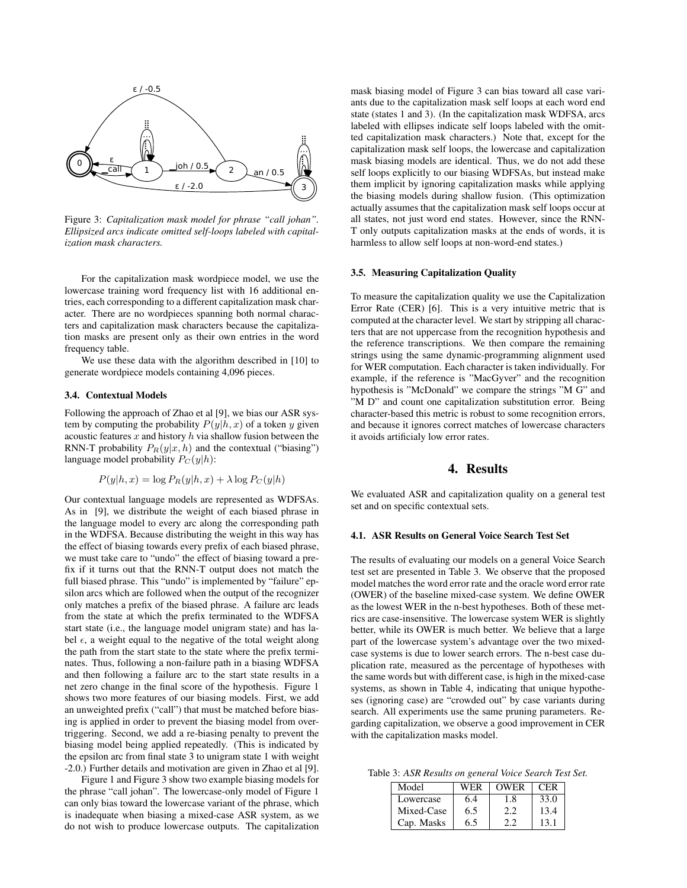Figure 3: *Capitalization mask model for phrase "call johan". Ellipsized arcs indicate omitted self-loops labeled with capitalization mask characters.*

For the capitalization mask wordpiece model, we use the lowercase training word frequency list with 16 additional entries, each corresponding to a different capitalization mask character. There are no wordpieces spanning both normal characters and capitalization mask characters because the capitalization masks are present only as their own entries in the word frequency table.

We use these data with the algorithm described in [10] to generate wordpiece models containing 4,096 pieces.

### 3.4. Contextual Models

Following the approach of Zhao et al [9], we bias our ASR system by computing the probability $P(y|h, x)$ of a token $y$ given acoustic features $x$ and history $h$ via shallow fusion between the RNN-T probability $P_R(y|x, h)$ and the contextual ("biasing") language model probability $P_C(y|h)$:

$$P(y|h, x) = \log P_R(y|h, x) + \lambda \log P_C(y|h)$$

Our contextual language models are represented as WDFSAs. As in [9], we distribute the weight of each biased phrase in the language model to every arc along the corresponding path in the WDFSA. Because distributing the weight in this way has the effect of biasing towards every prefix of each biased phrase, we must take care to "undo" the effect of biasing toward a prefix if it turns out that the RNN-T output does not match the full biased phrase. This "undo" is implemented by "failure" epsilon arcs which are followed when the output of the recognizer only matches a prefix of the biased phrase. A failure arc leads from the state at which the prefix terminated to the WDFSA start state (i.e., the language model unigram state) and has label $\epsilon$, a weight equal to the negative of the total weight along the path from the start state to the state where the prefix terminates. Thus, following a non-failure path in a biasing WDFSA and then following a failure arc to the start state results in a net zero change in the final score of the hypothesis. Figure 1 shows two more features of our biasing models. First, we add an unweighted prefix ("call") that must be matched before biasing is applied in order to prevent the biasing model from overtriggering. Second, we add a re-biasing penalty to prevent the biasing model being applied repeatedly. (This is indicated by the epsilon arc from final state 3 to unigram state 1 with weight -2.0.) Further details and motivation are given in Zhao et al [9].

Figure 1 and Figure 3 show two example biasing models for the phrase "call johan". The lowercase-only model of Figure 1 can only bias toward the lowercase variant of the phrase, which is inadequate when biasing a mixed-case ASR system, as we do not wish to produce lowercase outputs. The capitalization mask biasing model of Figure 3 can bias toward all case variants due to the capitalization mask self loops at each word end state (states 1 and 3). (In the capitalization mask WDFSA, arcs labeled with ellipses indicate self loops labeled with the omitted capitalization mask characters.) Note that, except for the capitalization mask self loops, the lowercase and capitalization mask biasing models are identical. Thus, we do not add these self loops explicitly to our biasing WDFSAs, but instead make them implicit by ignoring capitalization masks while applying the biasing models during shallow fusion. (This optimization actually assumes that the capitalization mask self loops occur at all states, not just word end states. However, since the RNN-T only outputs capitalization masks at the ends of words, it is harmless to allow self loops at non-word-end states.)

### 3.5. Measuring Capitalization Quality

To measure the capitalization quality we use the Capitalization Error Rate (CER) [6]. This is a very intuitive metric that is computed at the character level. We start by stripping all characters that are not uppercase from the recognition hypothesis and the reference transcriptions. We then compare the remaining strings using the same dynamic-programming alignment used for WER computation. Each character is taken individually. For example, if the reference is "MacGyver" and the recognition hypothesis is "McDonald" we compare the strings "M G" and "M D" and count one capitalization substitution error. Being character-based this metric is robust to some recognition errors, and because it ignores correct matches of lowercase characters it avoids artificialy low error rates.

## 4. Results

We evaluated ASR and capitalization quality on a general test set and on specific contextual sets.

### 4.1. ASR Results on General Voice Search Test Set

The results of evaluating our models on a general Voice Search test set are presented in Table 3. We observe that the proposed model matches the word error rate and the oracle word error rate (OWER) of the baseline mixed-case system. We define OWER as the lowest WER in the n-best hypotheses. Both of these metrics are case-insensitive. The lowercase system WER is slightly better, while its OWER is much better. We believe that a large part of the lowercase system's advantage over the two mixed-case systems is due to lower search errors. The n-best case duplication rate, measured as the percentage of hypotheses with the same words but with different case, is high in the mixed-case systems, as shown in Table 4, indicating that unique hypotheses (ignoring case) are "crowded out" by case variants during search. All experiments use the same pruning parameters. Regarding capitalization, we observe a good improvement in CER with the capitalization masks model.

Table 3: *ASR Results on general Voice Search Test Set.*

| Model | WER | OWER | CER |
|---|---|---|---|
| Lowercase | 6.4 | 1.8 | 33.0 |
| Mixed-Case | 6.5 | 2.2 | 13.4 |
| Cap. Masks | 6.5 | 2.2 | 13.1 |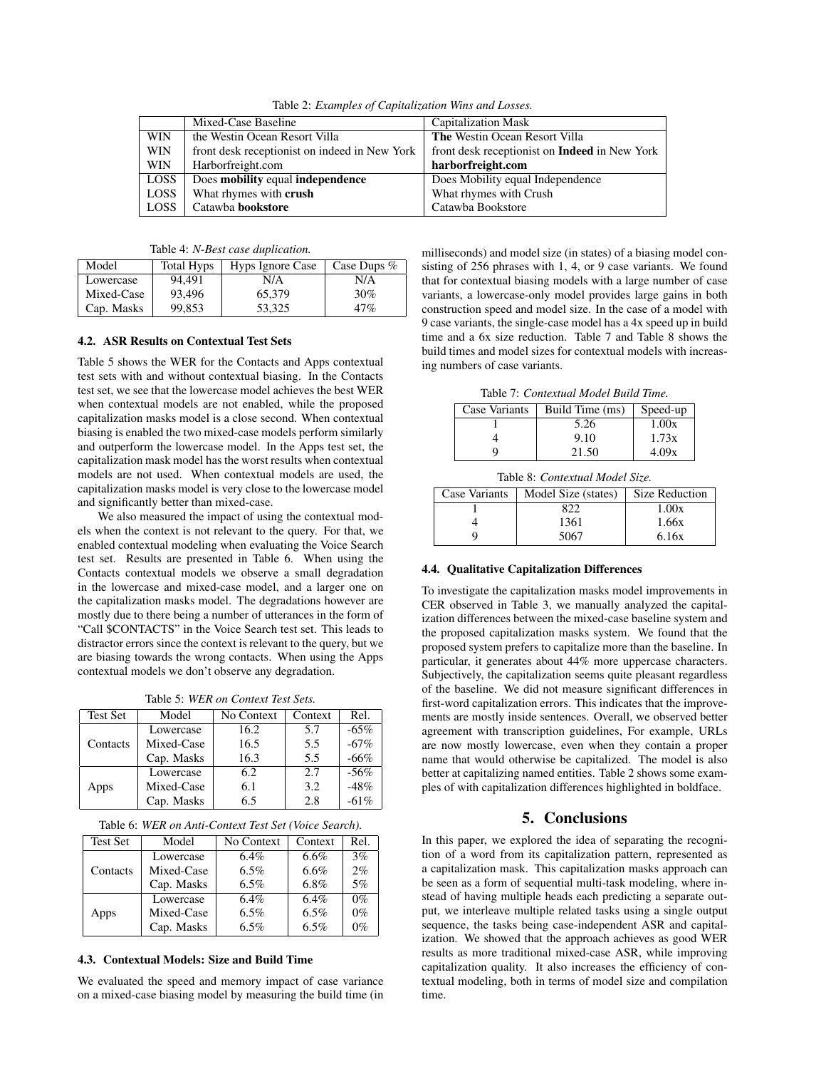Table 2: *Examples of Capitalization Wins and Losses.*

| | Mixed-Case Baseline | Capitalization Mask |
|---|---|---|
| WIN | the Westin Ocean Resort Villa | **The** Westin Ocean Resort Villa |
| WIN | front desk receptionist on indeed in New York | front desk receptionist on **Indeed** in New York |
| WIN | Harborfreight.com | **harborfreight.com** |
| LOSS | Does **mobility** equal **independence** | Does Mobility equal Independence |
| LOSS | What rhymes with **crush** | What rhymes with Crush |
| LOSS | Catawba **bookstore** | Catawba Bookstore |

Table 4: *N-Best case duplication.*

| Model | Total Hyps | Hyps Ignore Case | Case Dups % |
|---|---|---|---|
| Lowercase | 94,491 | N/A | N/A |
| Mixed-Case | 93,496 | 65,379 | 30% |
| Cap. Masks | 99,853 | 53,325 | 47% |

### 4.2. ASR Results on Contextual Test Sets

Table 5 shows the WER for the Contacts and Apps contextual test sets with and without contextual biasing. In the Contacts test set, we see that the lowercase model achieves the best WER when contextual models are not enabled, while the proposed capitalization masks model is a close second. When contextual biasing is enabled the two mixed-case models perform similarly and outperform the lowercase model. In the Apps test set, the capitalization mask model has the worst results when contextual models are not used. When contextual models are used, the capitalization masks model is very close to the lowercase model and significantly better than mixed-case.

We also measured the impact of using the contextual models when the context is not relevant to the query. For that, we enabled contextual modeling when evaluating the Voice Search test set. Results are presented in Table 6. When using the Contacts contextual models we observe a small degradation in the lowercase and mixed-case model, and a larger one on the capitalization masks model. The degradations however are mostly due to there being a number of utterances in the form of "Call $CONTACTS" in the Voice Search test set. This leads to distractor errors since the context is relevant to the query, but we are biasing towards the wrong contacts. When using the Apps contextual models we don't observe any degradation.

Table 5: *WER on Context Test Sets.*

| Test Set | Model | No Context | Context | Rel. |
|---|---|---|---|---|
| Contacts | Lowercase | 16.2 | 5.7 | -65% |
| | Mixed-Case | 16.5 | 5.5 | -67% |
| | Cap. Masks | 16.3 | 5.5 | -66% |
| Apps | Lowercase | 6.2 | 2.7 | -56% |
| | Mixed-Case | 6.1 | 3.2 | -48% |
| | Cap. Masks | 6.5 | 2.8 | -61% |

Table 6: *WER on Anti-Context Test Set (Voice Search).*

| Test Set | Model | No Context | Context | Rel. |
|---|---|---|---|---|
| Contacts | Lowercase | 6.4% | 6.6% | 3% |
| | Mixed-Case | 6.5% | 6.6% | 2% |
| | Cap. Masks | 6.5% | 6.8% | 5% |
| Apps | Lowercase | 6.4% | 6.4% | 0% |
| | Mixed-Case | 6.5% | 6.5% | 0% |
| | Cap. Masks | 6.5% | 6.5% | 0% |

### 4.3. Contextual Models: Size and Build Time

We evaluated the speed and memory impact of case variance on a mixed-case biasing model by measuring the build time (in milliseconds) and model size (in states) of a biasing model consisting of 256 phrases with 1, 4, or 9 case variants. We found that for contextual biasing models with a large number of case variants, a lowercase-only model provides large gains in both construction speed and model size. In the case of a model with 9 case variants, the single-case model has a 4x speed up in build time and a 6x size reduction. Table 7 and Table 8 shows the build times and model sizes for contextual models with increasing numbers of case variants.

Table 7: *Contextual Model Build Time.*

| Case Variants | Build Time (ms) | Speed-up |
|---|---|---|
| 1 | 5.26 | 1.00x |
| 4 | 9.10 | 1.73x |
| 9 | 21.50 | 4.09x |

Table 8: *Contextual Model Size.*

| Case Variants | Model Size (states) | Size Reduction |
|---|---|---|
| 1 | 822 | 1.00x |
| 4 | 1361 | 1.66x |
| 9 | 5067 | 6.16x |

### 4.4. Qualitative Capitalization Differences

To investigate the capitalization masks model improvements in CER observed in Table 3, we manually analyzed the capitalization differences between the mixed-case baseline system and the proposed capitalization masks system. We found that the proposed system prefers to capitalize more than the baseline. In particular, it generates about 44% more uppercase characters. Subjectively, the capitalization seems quite pleasant regardless of the baseline. We did not measure significant differences in first-word capitalization errors. This indicates that the improvements are mostly inside sentences. Overall, we observed better agreement with transcription guidelines, For example, URLs are now mostly lowercase, even when they contain a proper name that would otherwise be capitalized. The model is also better at capitalizing named entities. Table 2 shows some examples of with capitalization differences highlighted in boldface.

## 5. Conclusions

In this paper, we explored the idea of separating the recognition of a word from its capitalization pattern, represented as a capitalization mask. This capitalization masks approach can be seen as a form of sequential multi-task modeling, where instead of having multiple heads each predicting a separate output, we interleave multiple related tasks using a single output sequence, the tasks being case-independent ASR and capitalization. We showed that the approach achieves as good WER results as more traditional mixed-case ASR, while improving capitalization quality. It also increases the efficiency of contextual modeling, both in terms of model size and compilation time.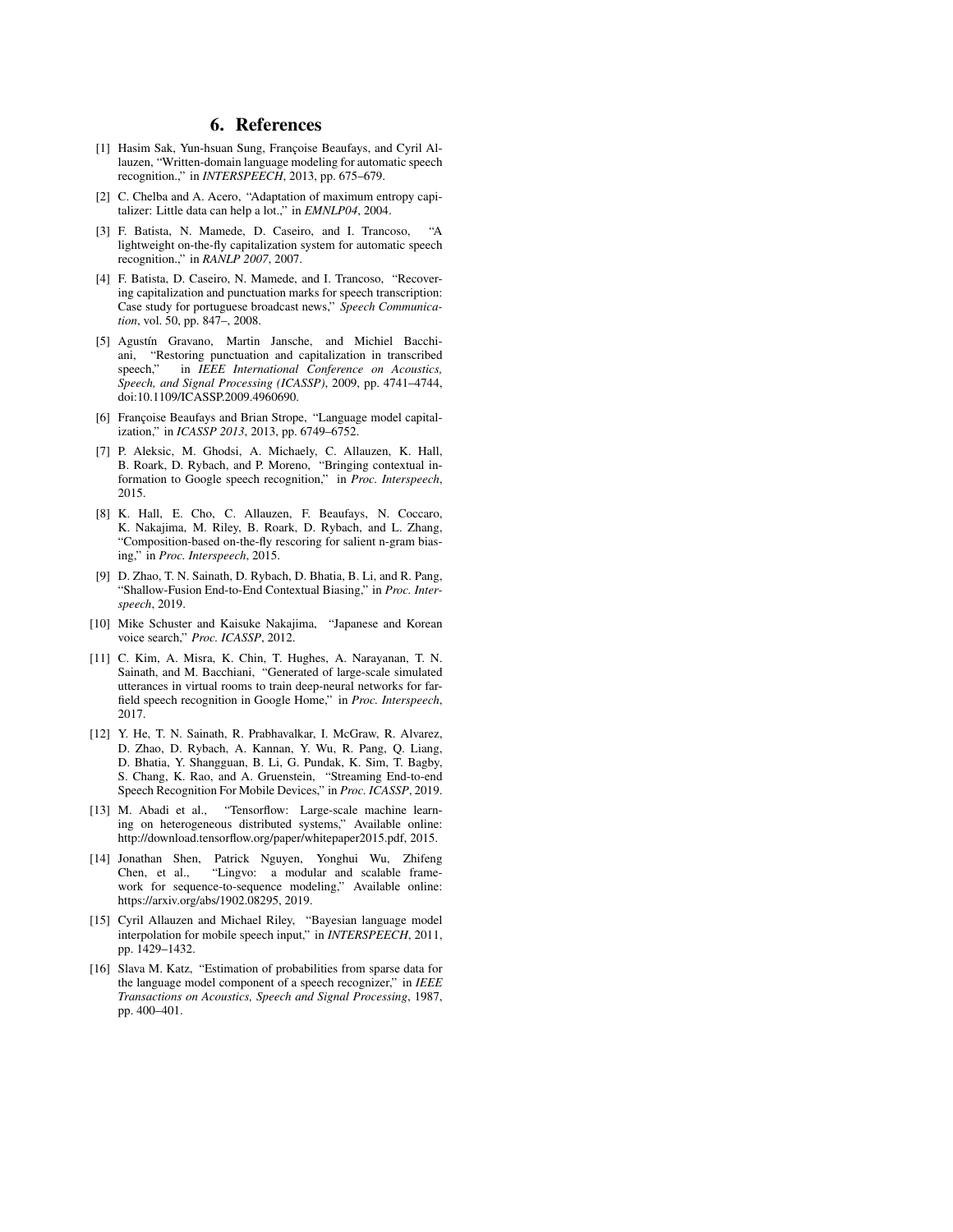# 6. References

[1] Hasim Sak, Yun-hsuan Sung, Françoise Beaufays, and Cyril Allauzen, "Written-domain language modeling for automatic speech recognition.," in *INTERSPEECH*, 2013, pp. 675–679.

[2] C. Chelba and A. Acero, "Adaptation of maximum entropy capitalizer: Little data can help a lot.," in *EMNLP04*, 2004.

[3] F. Batista, N. Mamede, D. Caseiro, and I. Trancoso, "A lightweight on-the-fly capitalization system for automatic speech recognition.," in *RANLP 2007*, 2007.

[4] F. Batista, D. Caseiro, N. Mamede, and I. Trancoso, "Recovering capitalization and punctuation marks for speech transcription: Case study for portuguese broadcast news," *Speech Communication*, vol. 50, pp. 847–, 2008.

[5] Agustín Gravano, Martin Jansche, and Michiel Bacchiani, "Restoring punctuation and capitalization in transcribed speech," in *IEEE International Conference on Acoustics, Speech, and Signal Processing (ICASSP)*, 2009, pp. 4741–4744, doi:10.1109/ICASSP.2009.4960690.

[6] Françoise Beaufays and Brian Strope, "Language model capitalization," in *ICASSP 2013*, 2013, pp. 6749–6752.

[7] P. Aleksic, M. Ghodsi, A. Michaely, C. Allauzen, K. Hall, B. Roark, D. Rybach, and P. Moreno, "Bringing contextual information to Google speech recognition," in *Proc. Interspeech*, 2015.

[8] K. Hall, E. Cho, C. Allauzen, F. Beaufays, N. Coccaro, K. Nakajima, M. Riley, B. Roark, D. Rybach, and L. Zhang, "Composition-based on-the-fly rescoring for salient n-gram biasing," in *Proc. Interspeech*, 2015.

[9] D. Zhao, T. N. Sainath, D. Rybach, D. Bhatia, B. Li, and R. Pang, "Shallow-Fusion End-to-End Contextual Biasing," in *Proc. Interspeech*, 2019.

[10] Mike Schuster and Kaisuke Nakajima, "Japanese and Korean voice search," *Proc. ICASSP*, 2012.

[11] C. Kim, A. Misra, K. Chin, T. Hughes, A. Narayanan, T. N. Sainath, and M. Bacchiani, "Generated of large-scale simulated utterances in virtual rooms to train deep-neural networks for far-field speech recognition in Google Home," in *Proc. Interspeech*, 2017.

[12] Y. He, T. N. Sainath, R. Prabhavalkar, I. McGraw, R. Alvarez, D. Zhao, D. Rybach, A. Kannan, Y. Wu, R. Pang, Q. Liang, D. Bhatia, Y. Shangguan, B. Li, G. Pundak, K. Sim, T. Bagby, S. Chang, K. Rao, and A. Gruenstein, "Streaming End-to-end Speech Recognition For Mobile Devices," in *Proc. ICASSP*, 2019.

[13] M. Abadi et al., "Tensorflow: Large-scale machine learning on heterogeneous distributed systems," Available online: http://download.tensorflow.org/paper/whitepaper2015.pdf, 2015.

[14] Jonathan Shen, Patrick Nguyen, Yonghui Wu, Zhifeng Chen, et al., "Lingvo: a modular and scalable framework for sequence-to-sequence modeling," Available online: https://arxiv.org/abs/1902.08295, 2019.

[15] Cyril Allauzen and Michael Riley, "Bayesian language model interpolation for mobile speech input," in *INTERSPEECH*, 2011, pp. 1429–1432.

[16] Slava M. Katz, "Estimation of probabilities from sparse data for the language model component of a speech recognizer," in *IEEE Transactions on Acoustics, Speech and Signal Processing*, 1987, pp. 400–401.